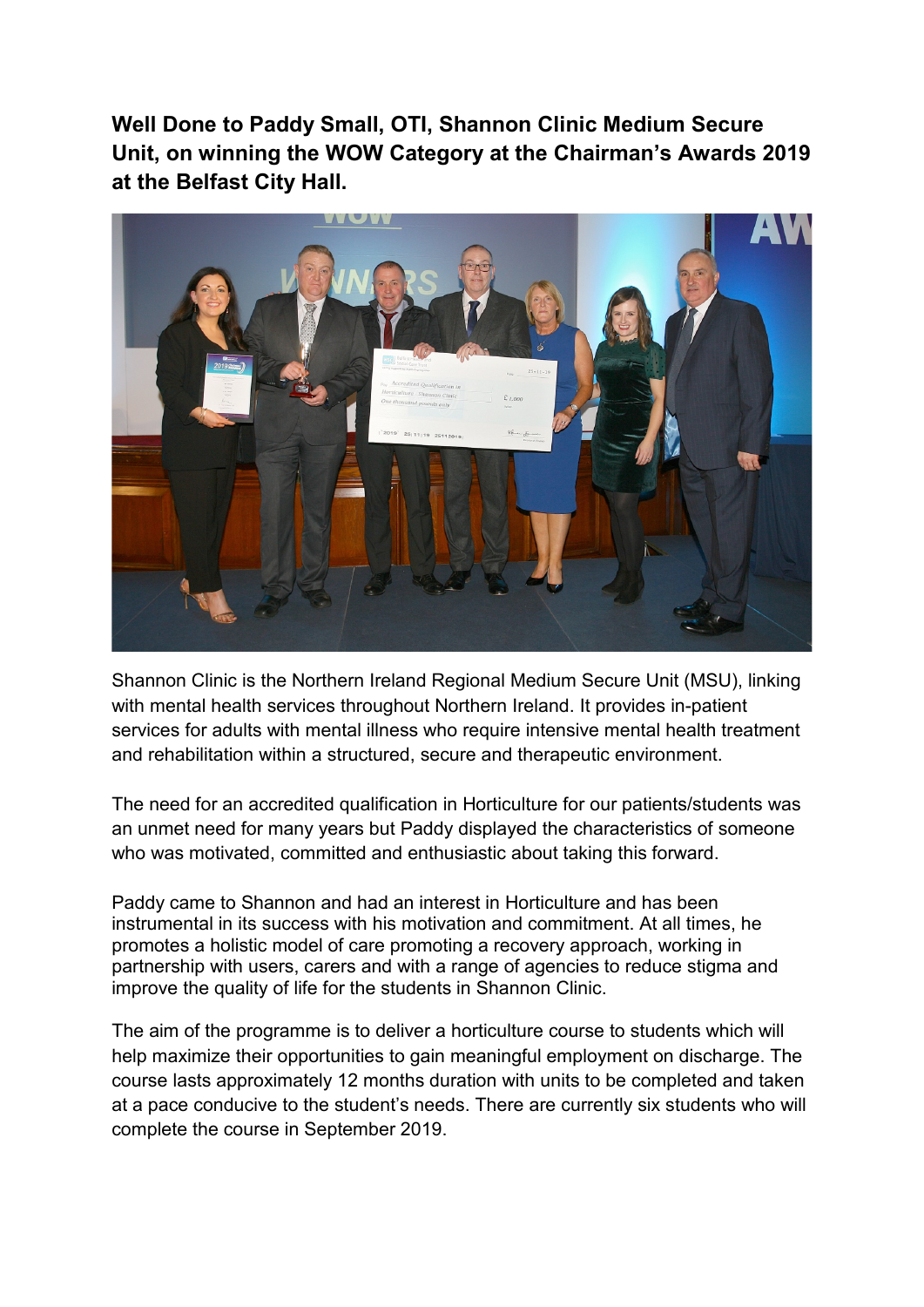**Well Done to Paddy Small, OTI, Shannon Clinic Medium Secure Unit, on winning the WOW Category at the Chairman's Awards 2019 at the Belfast City Hall.**

Shannon Clinic is the Northern Ireland Regional Medium Secure Unit (MSU), linking with mental health services throughout Northern Ireland. It provides in-patient services for adults with mental illness who require intensive mental health treatment and rehabilitation within a structured, secure and therapeutic environment.

The need for an accredited qualification in Horticulture for our patients/students was an unmet need for many years but Paddy displayed the characteristics of someone who was motivated, committed and enthusiastic about taking this forward.

Paddy came to Shannon and had an interest in Horticulture and has been instrumental in its success with his motivation and commitment. At all times, he promotes a holistic model of care promoting a recovery approach, working in partnership with users, carers and with a range of agencies to reduce stigma and improve the quality of life for the students in Shannon Clinic.

The aim of the programme is to deliver a horticulture course to students which will help maximize their opportunities to gain meaningful employment on discharge. The course lasts approximately 12 months duration with units to be completed and taken at a pace conducive to the student's needs. There are currently six students who will complete the course in September 2019.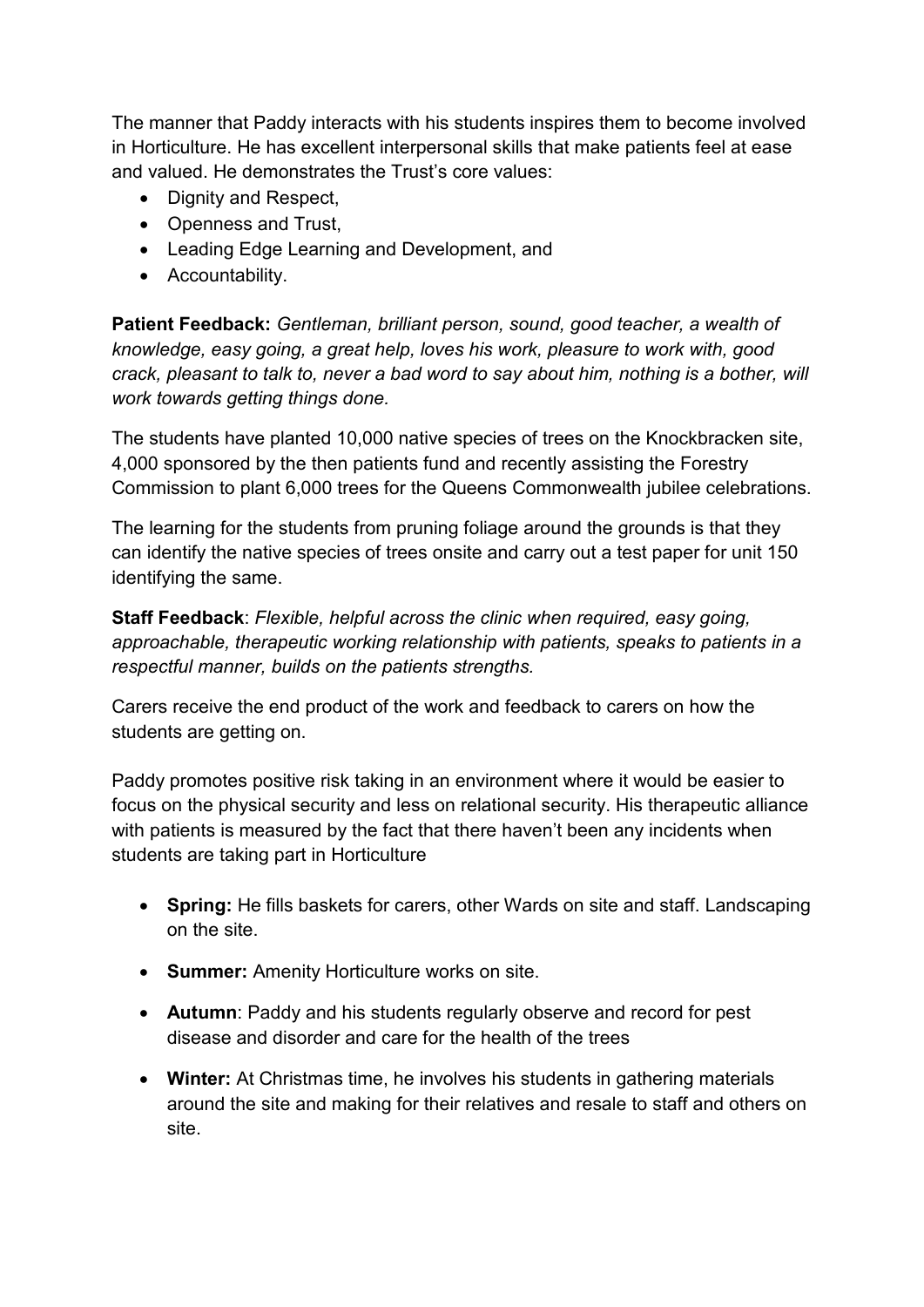The manner that Paddy interacts with his students inspires them to become involved in Horticulture. He has excellent interpersonal skills that make patients feel at ease and valued. He demonstrates the Trust's core values:

- Dignity and Respect,
- Openness and Trust,
- Leading Edge Learning and Development, and
- Accountability.

**Patient Feedback:** *Gentleman, brilliant person, sound, good teacher, a wealth of knowledge, easy going, a great help, loves his work, pleasure to work with, good crack, pleasant to talk to, never a bad word to say about him, nothing is a bother, will work towards getting things done.*

The students have planted 10,000 native species of trees on the Knockbracken site, 4,000 sponsored by the then patients fund and recently assisting the Forestry Commission to plant 6,000 trees for the Queens Commonwealth jubilee celebrations.

The learning for the students from pruning foliage around the grounds is that they can identify the native species of trees onsite and carry out a test paper for unit 150 identifying the same.

**Staff Feedback**: *Flexible, helpful across the clinic when required, easy going, approachable, therapeutic working relationship with patients, speaks to patients in a respectful manner, builds on the patients strengths.*

Carers receive the end product of the work and feedback to carers on how the students are getting on.

Paddy promotes positive risk taking in an environment where it would be easier to focus on the physical security and less on relational security. His therapeutic alliance with patients is measured by the fact that there haven't been any incidents when students are taking part in Horticulture

- **Spring:** He fills baskets for carers, other Wards on site and staff. Landscaping on the site.
- **Summer:** Amenity Horticulture works on site.
- **Autumn**: Paddy and his students regularly observe and record for pest disease and disorder and care for the health of the trees
- **Winter:** At Christmas time, he involves his students in gathering materials around the site and making for their relatives and resale to staff and others on site.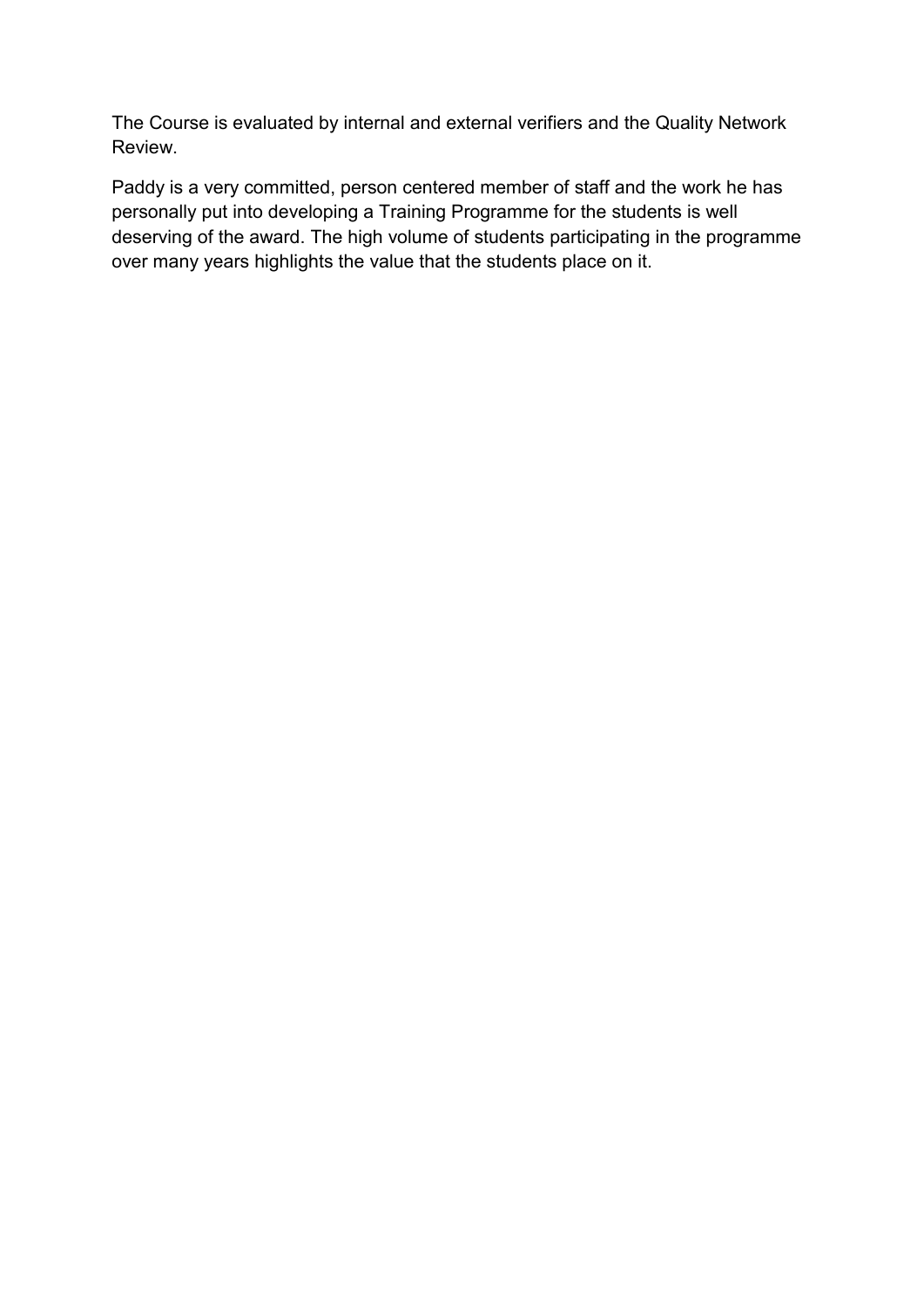The Course is evaluated by internal and external verifiers and the Quality Network Review.

Paddy is a very committed, person centered member of staff and the work he has personally put into developing a Training Programme for the students is well deserving of the award. The high volume of students participating in the programme over many years highlights the value that the students place on it.